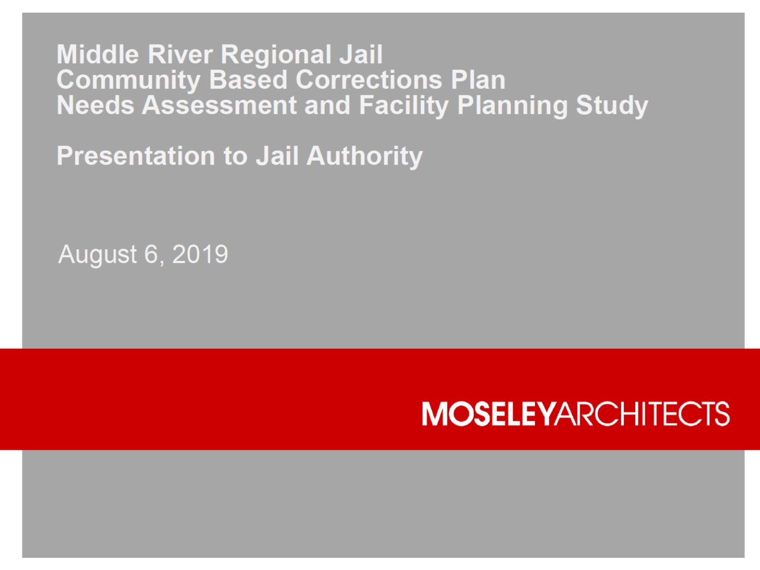# Middle River Regional Jail
# Community Based Corrections Plan
# Needs Assessment and Facility Planning Study

## Presentation to Jail Authority

August 6, 2019

**MOSELEY**ARCHITECTS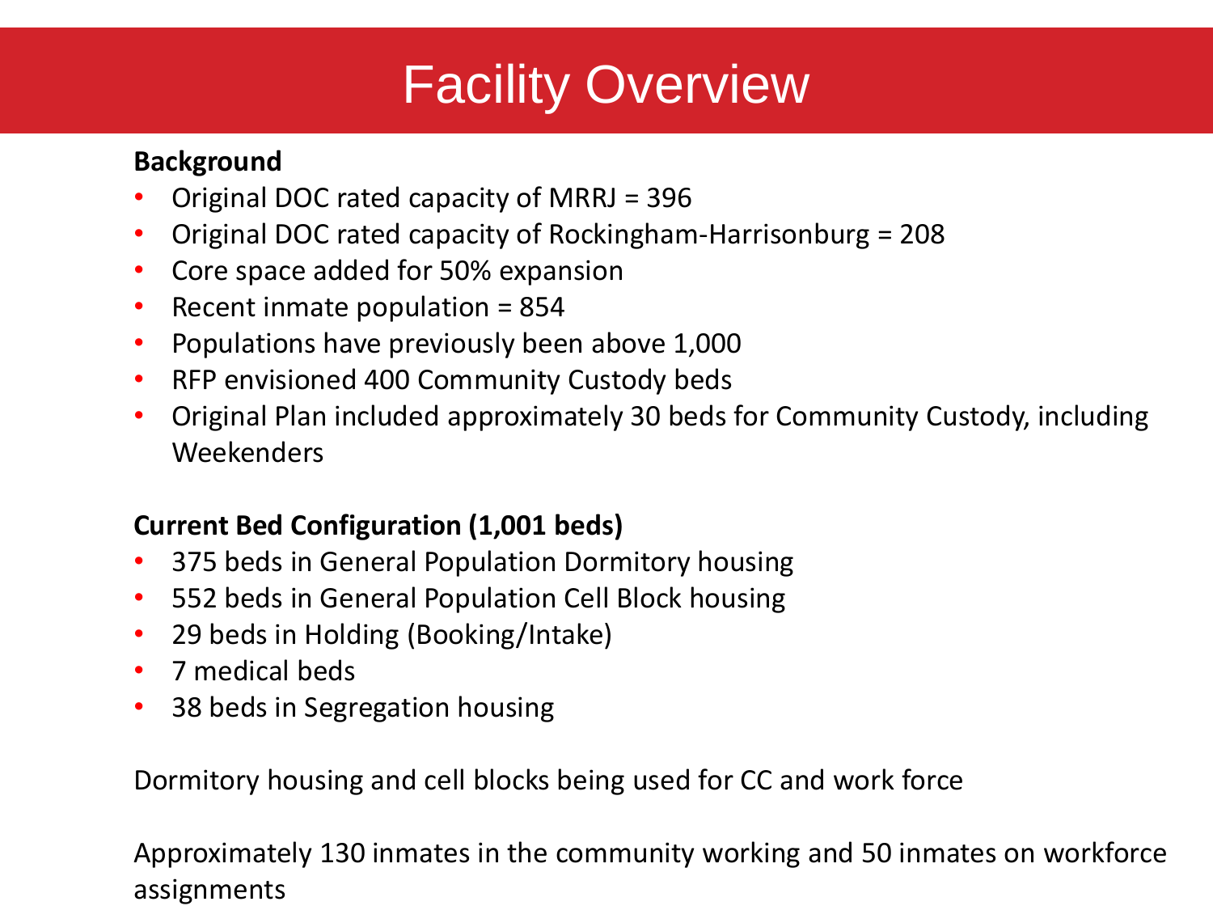# Facility Overview

**Background**

- Original DOC rated capacity of MRRJ = 396
- Original DOC rated capacity of Rockingham-Harrisonburg = 208
- Core space added for 50% expansion
- Recent inmate population = 854
- Populations have previously been above 1,000
- RFP envisioned 400 Community Custody beds
- Original Plan included approximately 30 beds for Community Custody, including Weekenders

**Current Bed Configuration (1,001 beds)**

- 375 beds in General Population Dormitory housing
- 552 beds in General Population Cell Block housing
- 29 beds in Holding (Booking/Intake)
- 7 medical beds
- 38 beds in Segregation housing

Dormitory housing and cell blocks being used for CC and work force

Approximately 130 inmates in the community working and 50 inmates on workforce assignments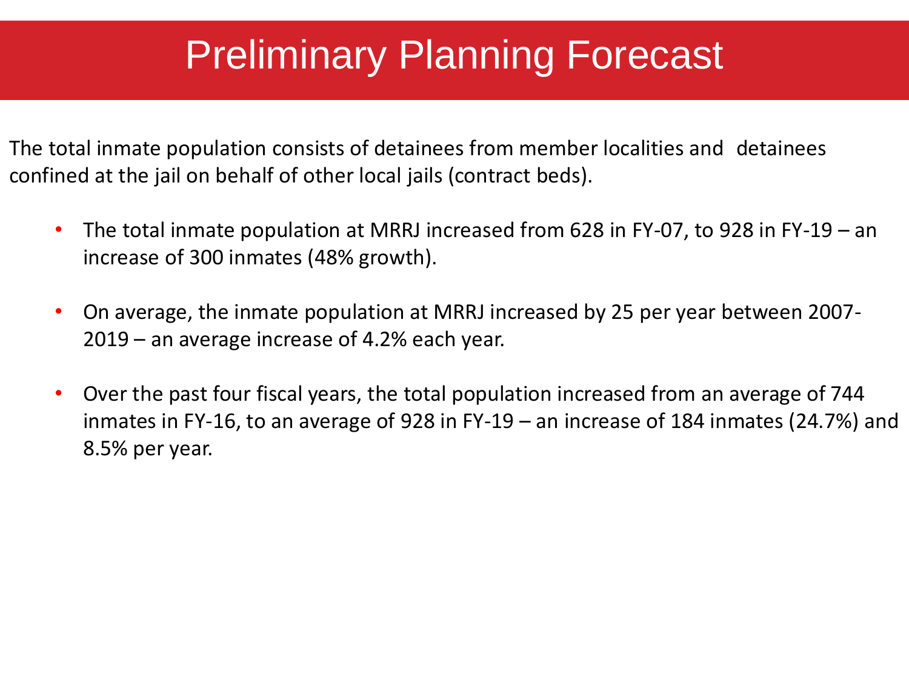# Preliminary Planning Forecast

The total inmate population consists of detainees from member localities and detainees confined at the jail on behalf of other local jails (contract beds).

- The total inmate population at MRRJ increased from 628 in FY-07, to 928 in FY-19 – an increase of 300 inmates (48% growth).
- On average, the inmate population at MRRJ increased by 25 per year between 2007-2019 – an average increase of 4.2% each year.
- Over the past four fiscal years, the total population increased from an average of 744 inmates in FY-16, to an average of 928 in FY-19 – an increase of 184 inmates (24.7%) and 8.5% per year.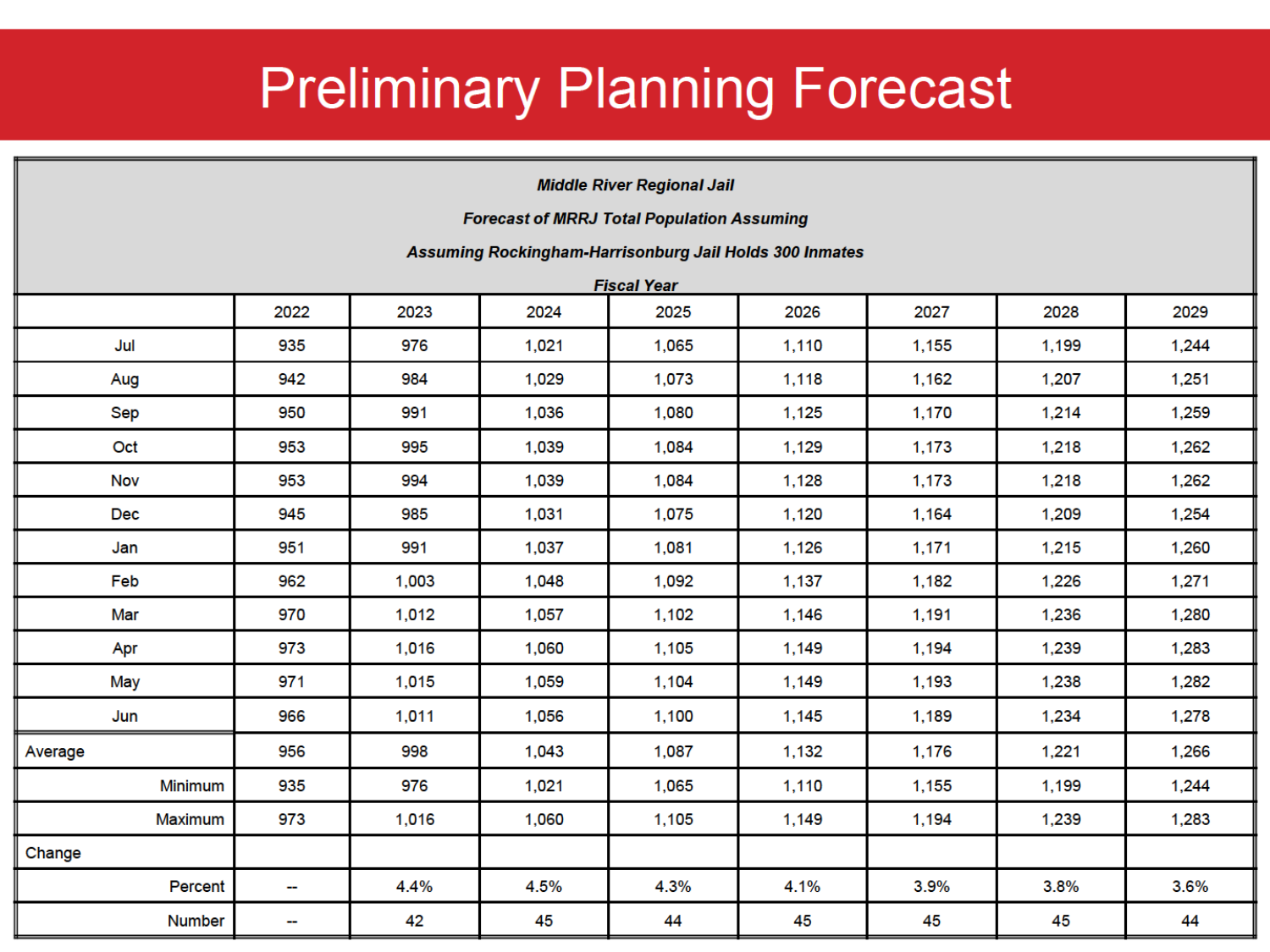# Preliminary Planning Forecast

***Middle River Regional Jail***

***Forecast of MRRJ Total Population Assuming***

***Assuming Rockingham-Harrisonburg Jail Holds 300 Inmates***

***Fiscal Year***

| | 2022 | 2023 | 2024 | 2025 | 2026 | 2027 | 2028 | 2029 |
|---|---|---|---|---|---|---|---|---|
| Jul | 935 | 976 | 1,021 | 1,065 | 1,110 | 1,155 | 1,199 | 1,244 |
| Aug | 942 | 984 | 1,029 | 1,073 | 1,118 | 1,162 | 1,207 | 1,251 |
| Sep | 950 | 991 | 1,036 | 1,080 | 1,125 | 1,170 | 1,214 | 1,259 |
| Oct | 953 | 995 | 1,039 | 1,084 | 1,129 | 1,173 | 1,218 | 1,262 |
| Nov | 953 | 994 | 1,039 | 1,084 | 1,128 | 1,173 | 1,218 | 1,262 |
| Dec | 945 | 985 | 1,031 | 1,075 | 1,120 | 1,164 | 1,209 | 1,254 |
| Jan | 951 | 991 | 1,037 | 1,081 | 1,126 | 1,171 | 1,215 | 1,260 |
| Feb | 962 | 1,003 | 1,048 | 1,092 | 1,137 | 1,182 | 1,226 | 1,271 |
| Mar | 970 | 1,012 | 1,057 | 1,102 | 1,146 | 1,191 | 1,236 | 1,280 |
| Apr | 973 | 1,016 | 1,060 | 1,105 | 1,149 | 1,194 | 1,239 | 1,283 |
| May | 971 | 1,015 | 1,059 | 1,104 | 1,149 | 1,193 | 1,238 | 1,282 |
| Jun | 966 | 1,011 | 1,056 | 1,100 | 1,145 | 1,189 | 1,234 | 1,278 |
| Average | 956 | 998 | 1,043 | 1,087 | 1,132 | 1,176 | 1,221 | 1,266 |
| Minimum | 935 | 976 | 1,021 | 1,065 | 1,110 | 1,155 | 1,199 | 1,244 |
| Maximum | 973 | 1,016 | 1,060 | 1,105 | 1,149 | 1,194 | 1,239 | 1,283 |
| Change | | | | | | | | |
| Percent | -- | 4.4% | 4.5% | 4.3% | 4.1% | 3.9% | 3.8% | 3.6% |
| Number | -- | 42 | 45 | 44 | 45 | 45 | 45 | 44 |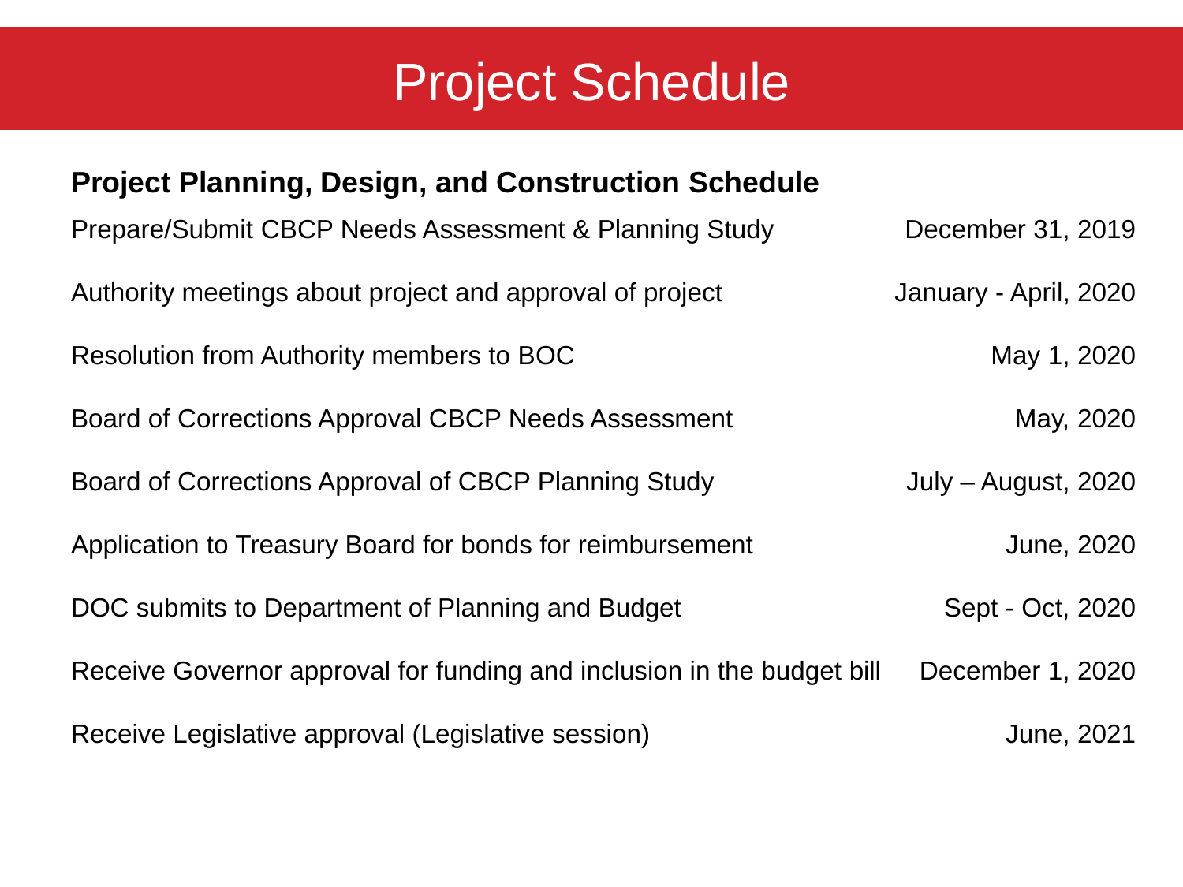# Project Schedule

**Project Planning, Design, and Construction Schedule**

| | |
|---|---|
| Prepare/Submit CBCP Needs Assessment & Planning Study | December 31, 2019 |
| Authority meetings about project and approval of project | January - April, 2020 |
| Resolution from Authority members to BOC | May 1, 2020 |
| Board of Corrections Approval CBCP Needs Assessment | May, 2020 |
| Board of Corrections Approval of CBCP Planning Study | July – August, 2020 |
| Application to Treasury Board for bonds for reimbursement | June, 2020 |
| DOC submits to Department of Planning and Budget | Sept - Oct, 2020 |
| Receive Governor approval for funding and inclusion in the budget bill | December 1, 2020 |
| Receive Legislative approval (Legislative session) | June, 2021 |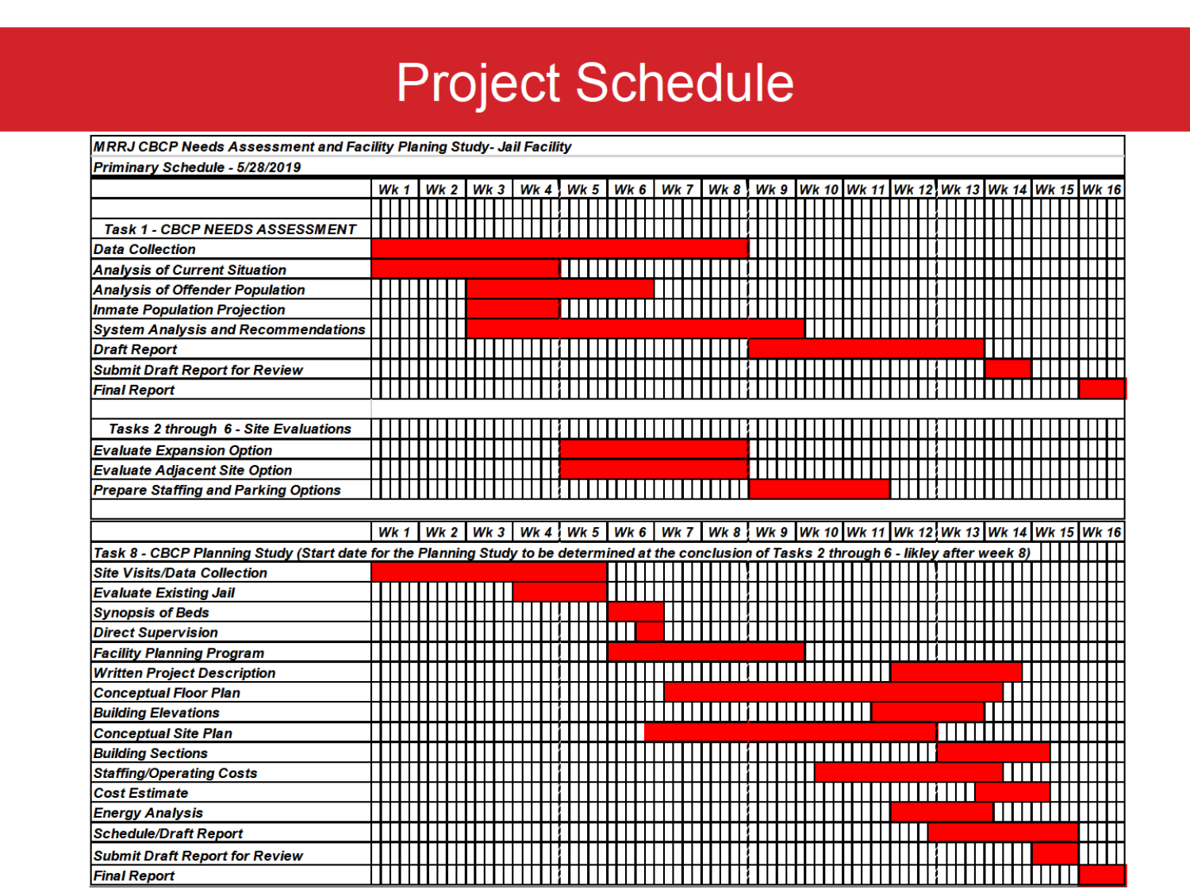# Project Schedule

MRRJ CBCP Needs Assessment and Facility Planing Study- Jail Facility

Priminary Schedule - 5/28/2019

Wk 1 Wk 2 Wk 3 Wk 4 Wk 5 Wk 6 Wk 7 Wk 8 Wk 9 Wk 10 Wk 11 Wk 12 Wk 13 Wk 14 Wk 15 Wk 16

Task 1 - CBCP NEEDS ASSESSMENT

Data Collection

Analysis of Current Situation

Analysis of Offender Population

Inmate Population Projection

System Analysis and Recommendations

Draft Report

Submit Draft Report for Review

Final Report

Tasks 2 through 6 - Site Evaluations

Evaluate Expansion Option

Evaluate Adjacent Site Option

Prepare Staffing and Parking Options

Wk 1 Wk 2 Wk 3 Wk 4 Wk 5 Wk 6 Wk 7 Wk 8 Wk 9 Wk 10 Wk 11 Wk 12 Wk 13 Wk 14 Wk 15 Wk 16

Task 8 - CBCP Planning Study (Start date for the Planning Study to be determined at the conclusion of Tasks 2 through 6 - likley after week 8)

Site Visits/Data Collection

Evaluate Existing Jail

Synopsis of Beds

Direct Supervision

Facility Planning Program

Written Project Description

Conceptual Floor Plan

Building Elevations

Conceptual Site Plan

Building Sections

Staffing/Operating Costs

Cost Estimate

Energy Analysis

Schedule/Draft Report

Submit Draft Report for Review

Final Report